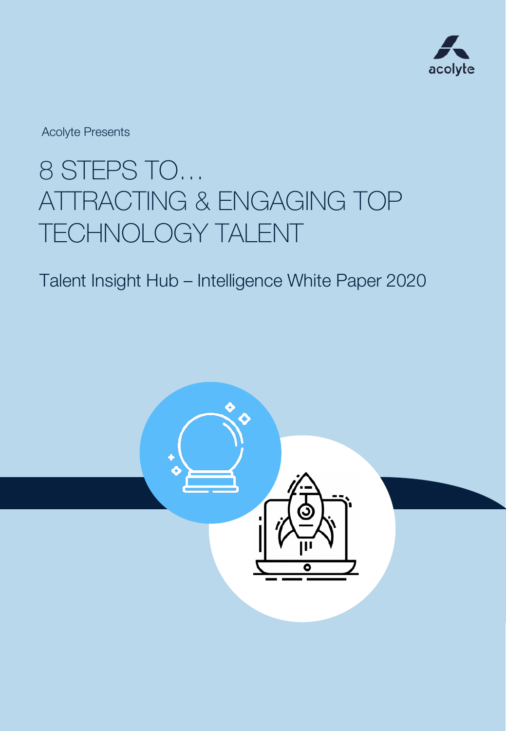acolyte

Acolyte Presents

# 8 STEPS TO… ATTRACTING & ENGAGING TOP TECHNOLOGY TALENT

Talent Insight Hub – Intelligence White Paper 2020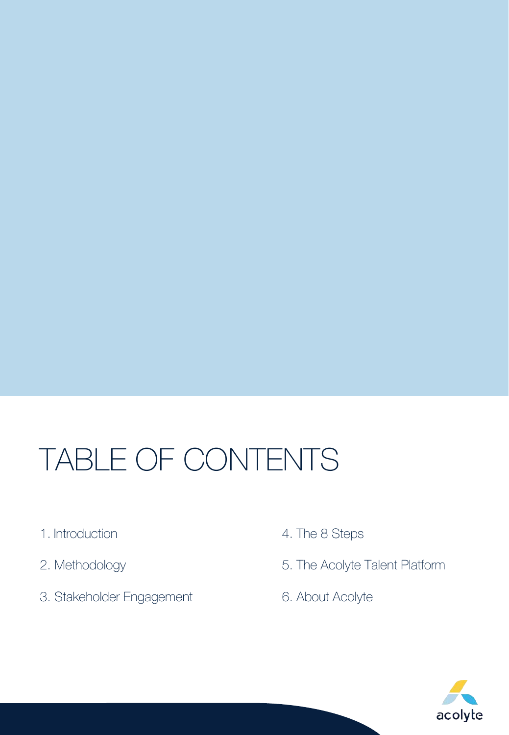# TABLE OF CONTENTS

1. Introduction
2. Methodology
3. Stakeholder Engagement
4. The 8 Steps
5. The Acolyte Talent Platform
6. About Acolyte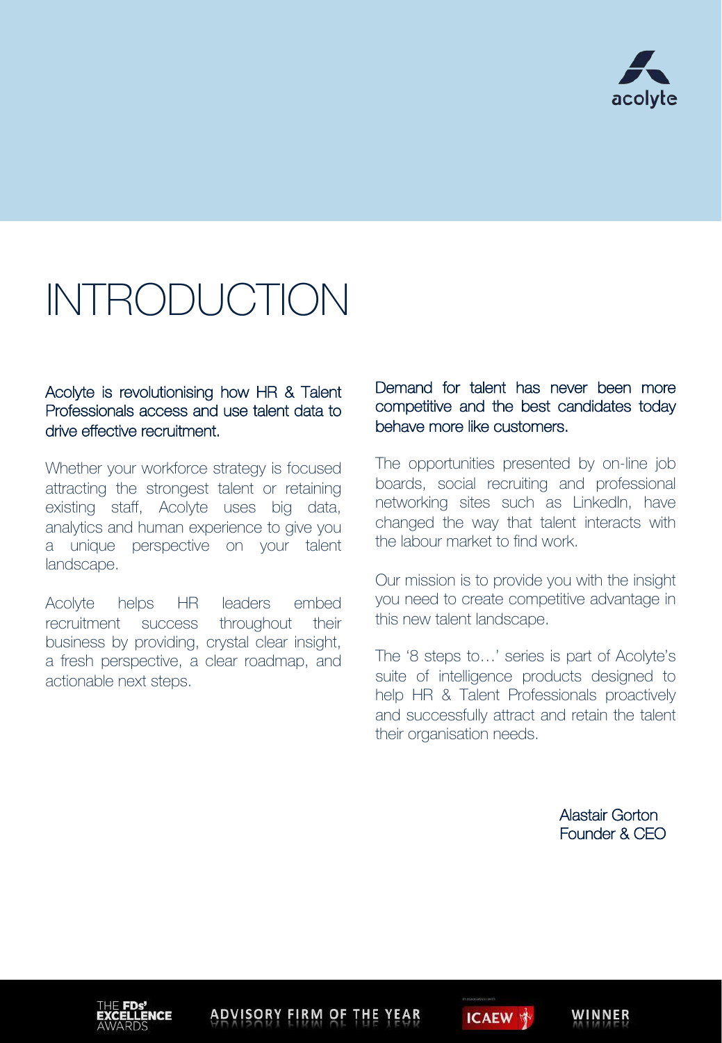# INTRODUCTION

Acolyte is revolutionising how HR & Talent Professionals access and use talent data to drive effective recruitment.

Whether your workforce strategy is focused attracting the strongest talent or retaining existing staff, Acolyte uses big data, analytics and human experience to give you a unique perspective on your talent landscape.

Acolyte helps HR leaders embed recruitment success throughout their business by providing, crystal clear insight, a fresh perspective, a clear roadmap, and actionable next steps.

Demand for talent has never been more competitive and the best candidates today behave more like customers.

The opportunities presented by on-line job boards, social recruiting and professional networking sites such as LinkedIn, have changed the way that talent interacts with the labour market to find work.

Our mission is to provide you with the insight you need to create competitive advantage in this new talent landscape.

The '8 steps to…' series is part of Acolyte's suite of intelligence products designed to help HR & Talent Professionals proactively and successfully attract and retain the talent their organisation needs.

Alastair Gorton
Founder & CEO

THE FDs' EXCELLENCE AWARDS ADVISORY FIRM OF THE YEAR ICAEW WINNER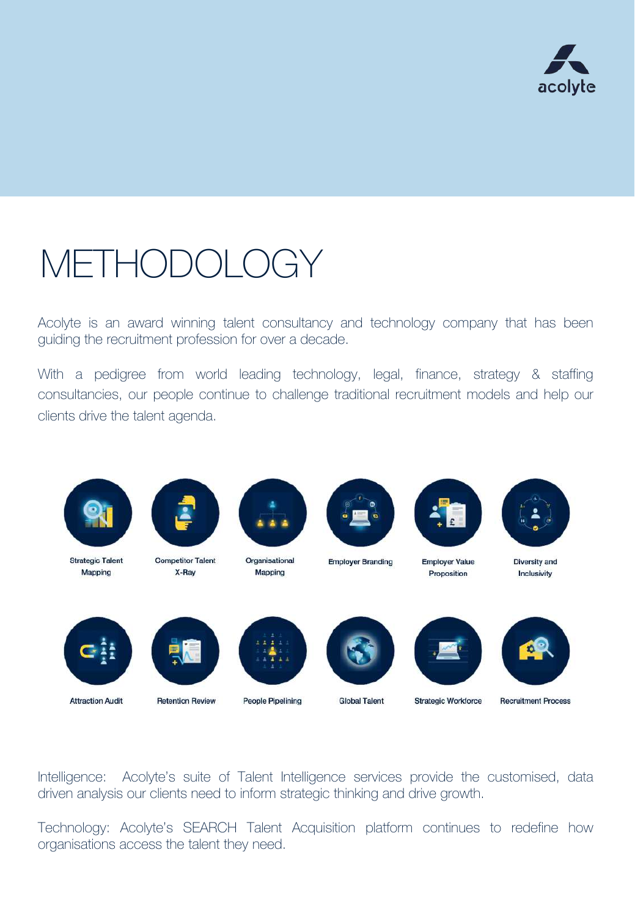# METHODOLOGY

Acolyte is an award winning talent consultancy and technology company that has been guiding the recruitment profession for over a decade.

With a pedigree from world leading technology, legal, finance, strategy & staffing consultancies, our people continue to challenge traditional recruitment models and help our clients drive the talent agenda.

Strategic Talent Mapping

Competitor Talent X-Ray

Organisational Mapping

Employer Branding

Employer Value Proposition

Diversity and Inclusivity

Attraction Audit

Retention Review

People Pipelining

Global Talent

Strategic Workforce

Recruitment Process

Intelligence: Acolyte's suite of Talent Intelligence services provide the customised, data driven analysis our clients need to inform strategic thinking and drive growth.

Technology: Acolyte's SEARCH Talent Acquisition platform continues to redefine how organisations access the talent they need.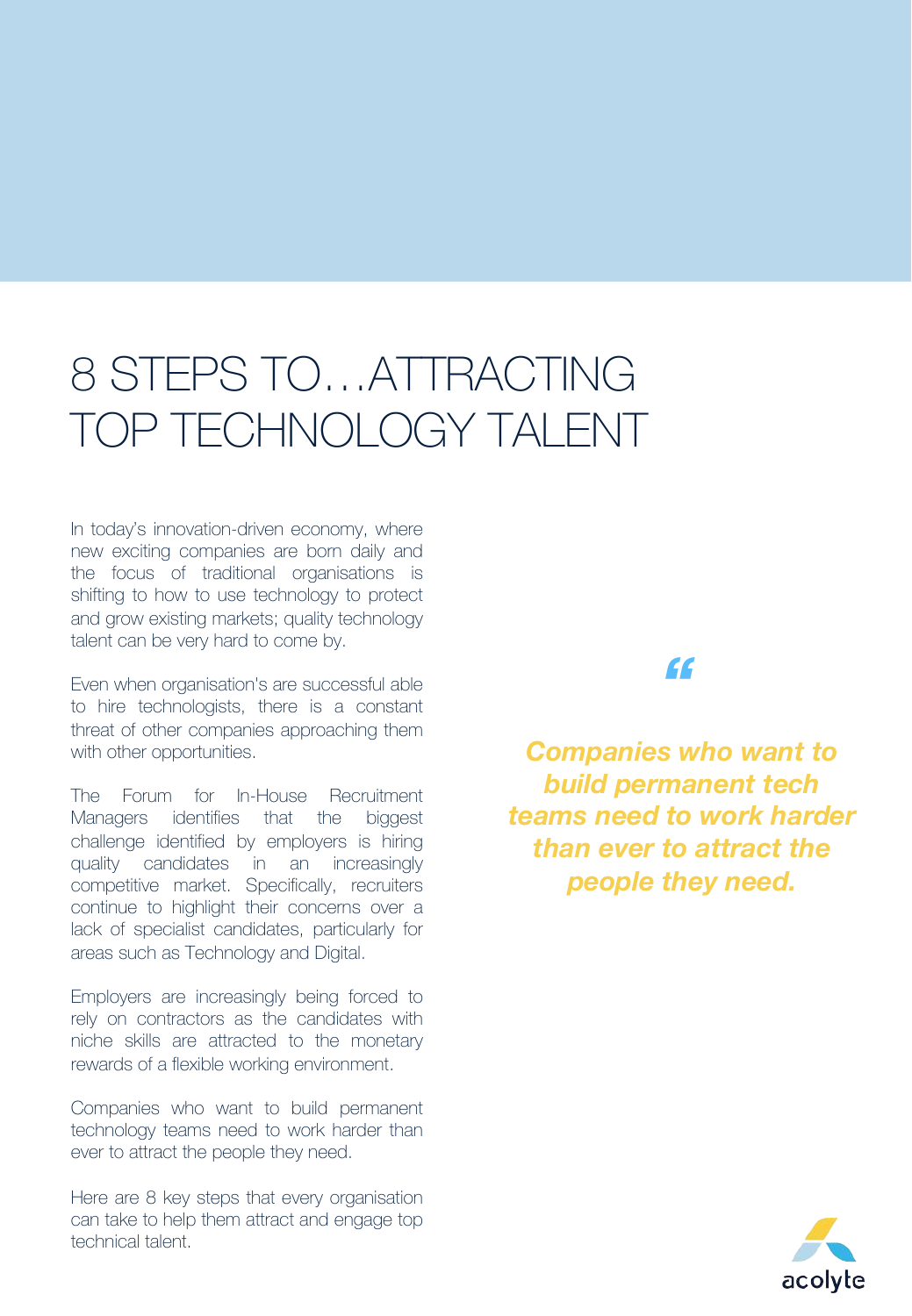# 8 STEPS TO…ATTRACTING TOP TECHNOLOGY TALENT

In today's innovation-driven economy, where new exciting companies are born daily and the focus of traditional organisations is shifting to how to use technology to protect and grow existing markets; quality technology talent can be very hard to come by.

Even when organisation's are successful able to hire technologists, there is a constant threat of other companies approaching them with other opportunities.

The Forum for In-House Recruitment Managers identifies that the biggest challenge identified by employers is hiring quality candidates in an increasingly competitive market. Specifically, recruiters continue to highlight their concerns over a lack of specialist candidates, particularly for areas such as Technology and Digital.

Employers are increasingly being forced to rely on contractors as the candidates with niche skills are attracted to the monetary rewards of a flexible working environment.

Companies who want to build permanent technology teams need to work harder than ever to attract the people they need.

Here are 8 key steps that every organisation can take to help them attract and engage top technical talent.

> ***Companies who want to build permanent tech teams need to work harder than ever to attract the people they need.***

acolyte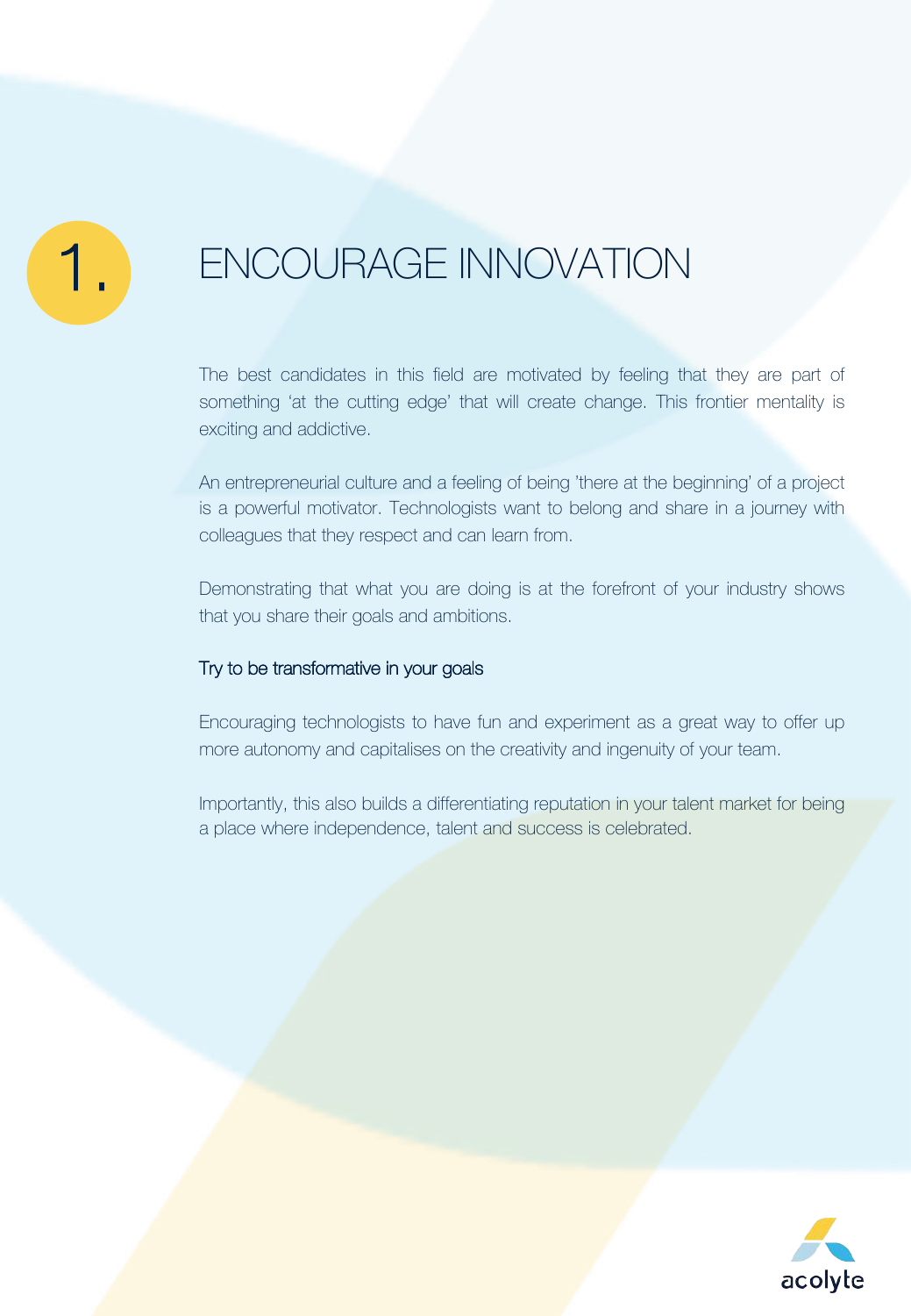# 1. ENCOURAGE INNOVATION

The best candidates in this field are motivated by feeling that they are part of something 'at the cutting edge' that will create change. This frontier mentality is exciting and addictive.

An entrepreneurial culture and a feeling of being 'there at the beginning' of a project is a powerful motivator. Technologists want to belong and share in a journey with colleagues that they respect and can learn from.

Demonstrating that what you are doing is at the forefront of your industry shows that you share their goals and ambitions.

### Try to be transformative in your goals

Encouraging technologists to have fun and experiment as a great way to offer up more autonomy and capitalises on the creativity and ingenuity of your team.

Importantly, this also builds a differentiating reputation in your talent market for being a place where independence, talent and success is celebrated.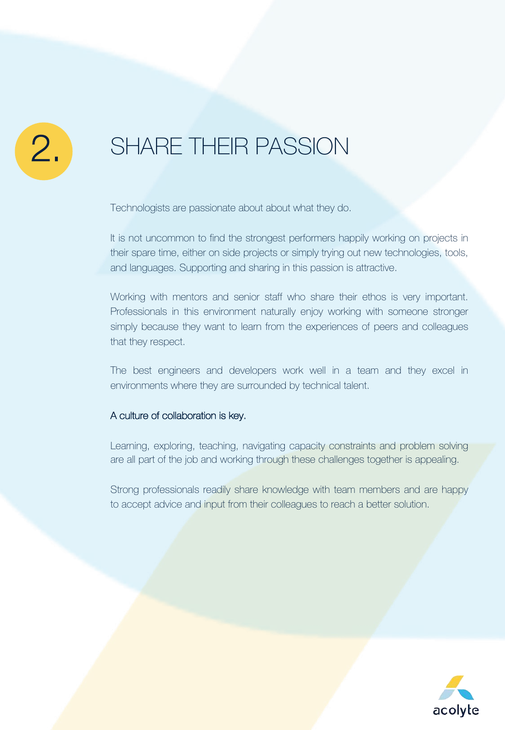## 2. SHARE THEIR PASSION

Technologists are passionate about about what they do.

It is not uncommon to find the strongest performers happily working on projects in their spare time, either on side projects or simply trying out new technologies, tools, and languages. Supporting and sharing in this passion is attractive.

Working with mentors and senior staff who share their ethos is very important. Professionals in this environment naturally enjoy working with someone stronger simply because they want to learn from the experiences of peers and colleagues that they respect.

The best engineers and developers work well in a team and they excel in environments where they are surrounded by technical talent.

A culture of collaboration is key.

Learning, exploring, teaching, navigating capacity constraints and problem solving are all part of the job and working through these challenges together is appealing.

Strong professionals readily share knowledge with team members and are happy to accept advice and input from their colleagues to reach a better solution.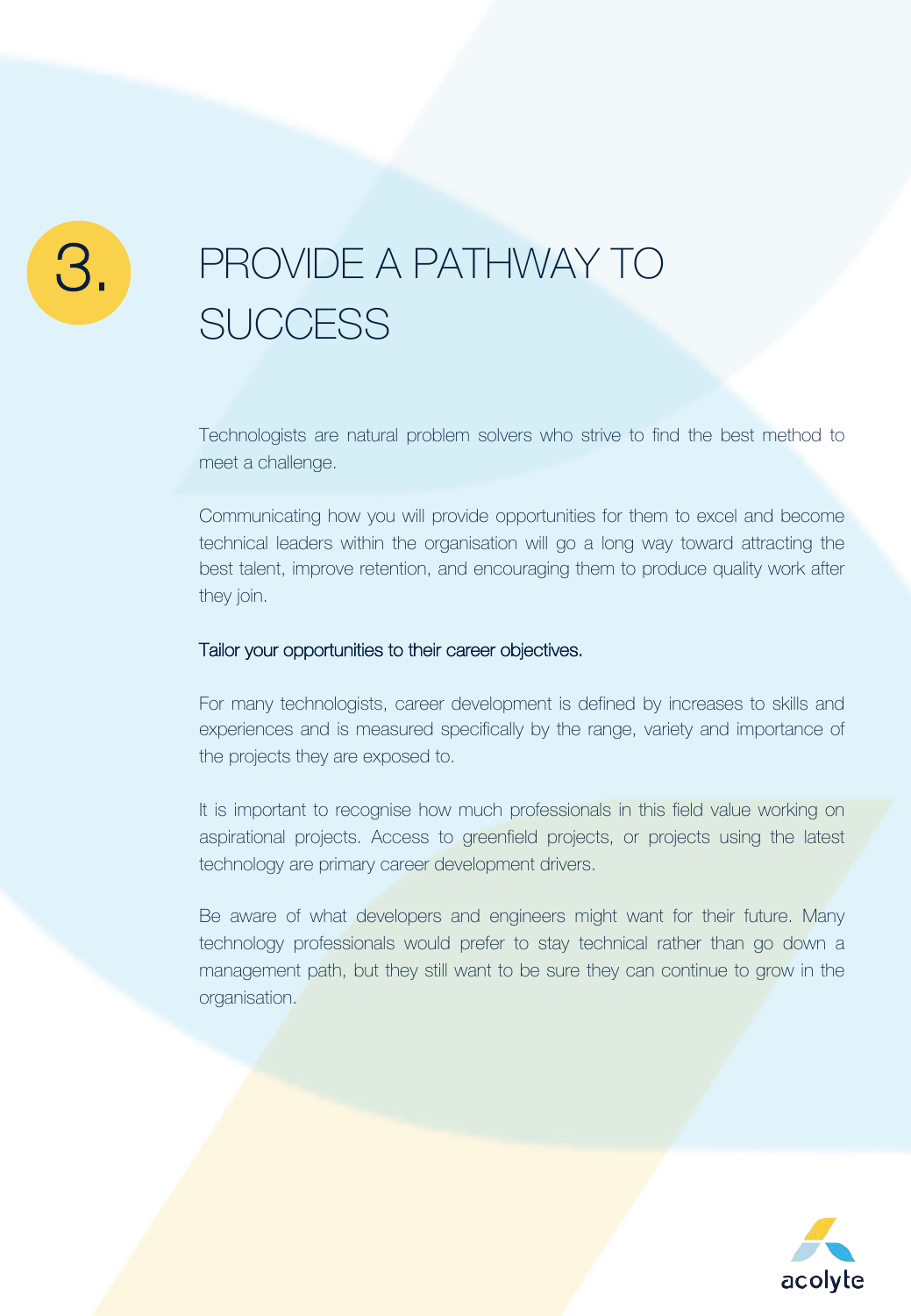# 3. PROVIDE A PATHWAY TO SUCCESS

Technologists are natural problem solvers who strive to find the best method to meet a challenge.

Communicating how you will provide opportunities for them to excel and become technical leaders within the organisation will go a long way toward attracting the best talent, improve retention, and encouraging them to produce quality work after they join.

### Tailor your opportunities to their career objectives.

For many technologists, career development is defined by increases to skills and experiences and is measured specifically by the range, variety and importance of the projects they are exposed to.

It is important to recognise how much professionals in this field value working on aspirational projects. Access to greenfield projects, or projects using the latest technology are primary career development drivers.

Be aware of what developers and engineers might want for their future. Many technology professionals would prefer to stay technical rather than go down a management path, but they still want to be sure they can continue to grow in the organisation.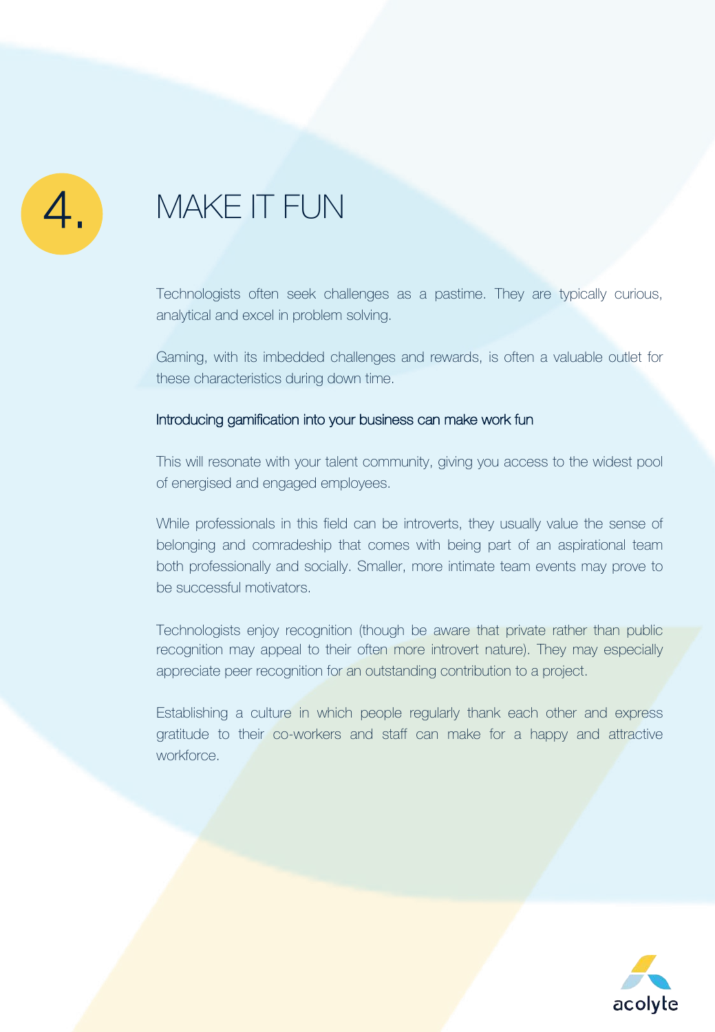# 4. MAKE IT FUN

Technologists often seek challenges as a pastime. They are typically curious, analytical and excel in problem solving.

Gaming, with its imbedded challenges and rewards, is often a valuable outlet for these characteristics during down time.

Introducing gamification into your business can make work fun

This will resonate with your talent community, giving you access to the widest pool of energised and engaged employees.

While professionals in this field can be introverts, they usually value the sense of belonging and comradeship that comes with being part of an aspirational team both professionally and socially. Smaller, more intimate team events may prove to be successful motivators.

Technologists enjoy recognition (though be aware that private rather than public recognition may appeal to their often more introvert nature). They may especially appreciate peer recognition for an outstanding contribution to a project.

Establishing a culture in which people regularly thank each other and express gratitude to their co-workers and staff can make for a happy and attractive workforce.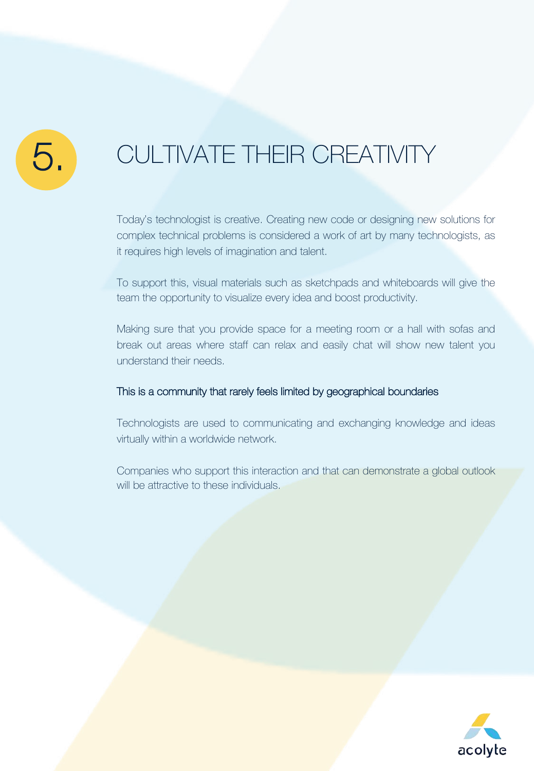# 5. CULTIVATE THEIR CREATIVITY

Today's technologist is creative. Creating new code or designing new solutions for complex technical problems is considered a work of art by many technologists, as it requires high levels of imagination and talent.

To support this, visual materials such as sketchpads and whiteboards will give the team the opportunity to visualize every idea and boost productivity.

Making sure that you provide space for a meeting room or a hall with sofas and break out areas where staff can relax and easily chat will show new talent you understand their needs.

## This is a community that rarely feels limited by geographical boundaries

Technologists are used to communicating and exchanging knowledge and ideas virtually within a worldwide network.

Companies who support this interaction and that can demonstrate a global outlook will be attractive to these individuals.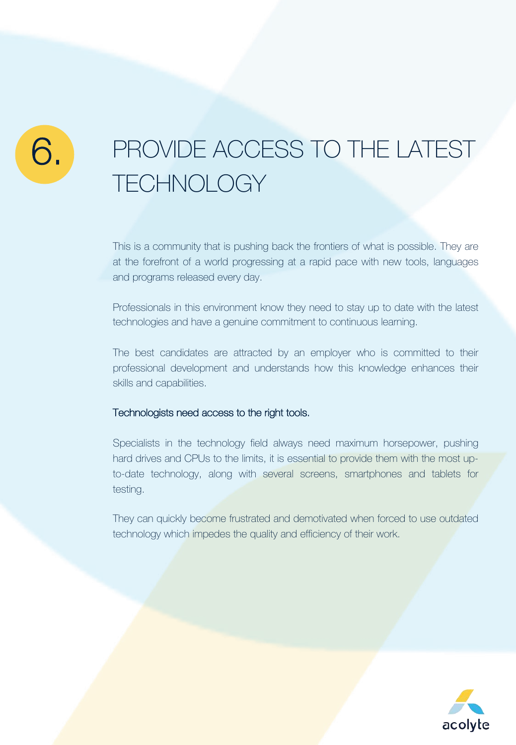# 6. PROVIDE ACCESS TO THE LATEST TECHNOLOGY

This is a community that is pushing back the frontiers of what is possible. They are at the forefront of a world progressing at a rapid pace with new tools, languages and programs released every day.

Professionals in this environment know they need to stay up to date with the latest technologies and have a genuine commitment to continuous learning.

The best candidates are attracted by an employer who is committed to their professional development and understands how this knowledge enhances their skills and capabilities.

Technologists need access to the right tools.

Specialists in the technology field always need maximum horsepower, pushing hard drives and CPUs to the limits, it is essential to provide them with the most up-to-date technology, along with several screens, smartphones and tablets for testing.

They can quickly become frustrated and demotivated when forced to use outdated technology which impedes the quality and efficiency of their work.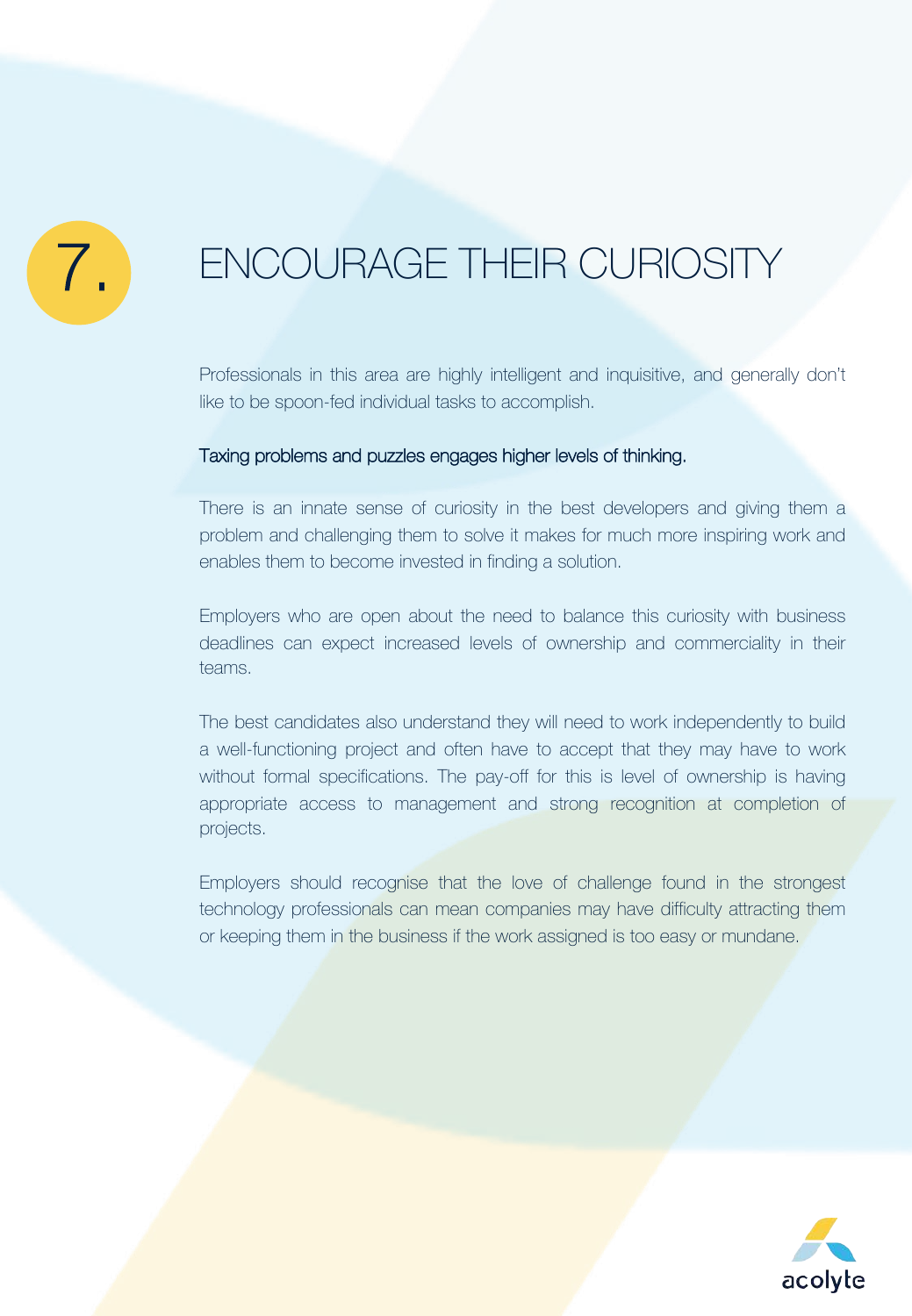# 7. ENCOURAGE THEIR CURIOSITY

Professionals in this area are highly intelligent and inquisitive, and generally don't like to be spoon-fed individual tasks to accomplish.

Taxing problems and puzzles engages higher levels of thinking.

There is an innate sense of curiosity in the best developers and giving them a problem and challenging them to solve it makes for much more inspiring work and enables them to become invested in finding a solution.

Employers who are open about the need to balance this curiosity with business deadlines can expect increased levels of ownership and commerciality in their teams.

The best candidates also understand they will need to work independently to build a well-functioning project and often have to accept that they may have to work without formal specifications. The pay-off for this is level of ownership is having appropriate access to management and strong recognition at completion of projects.

Employers should recognise that the love of challenge found in the strongest technology professionals can mean companies may have difficulty attracting them or keeping them in the business if the work assigned is too easy or mundane.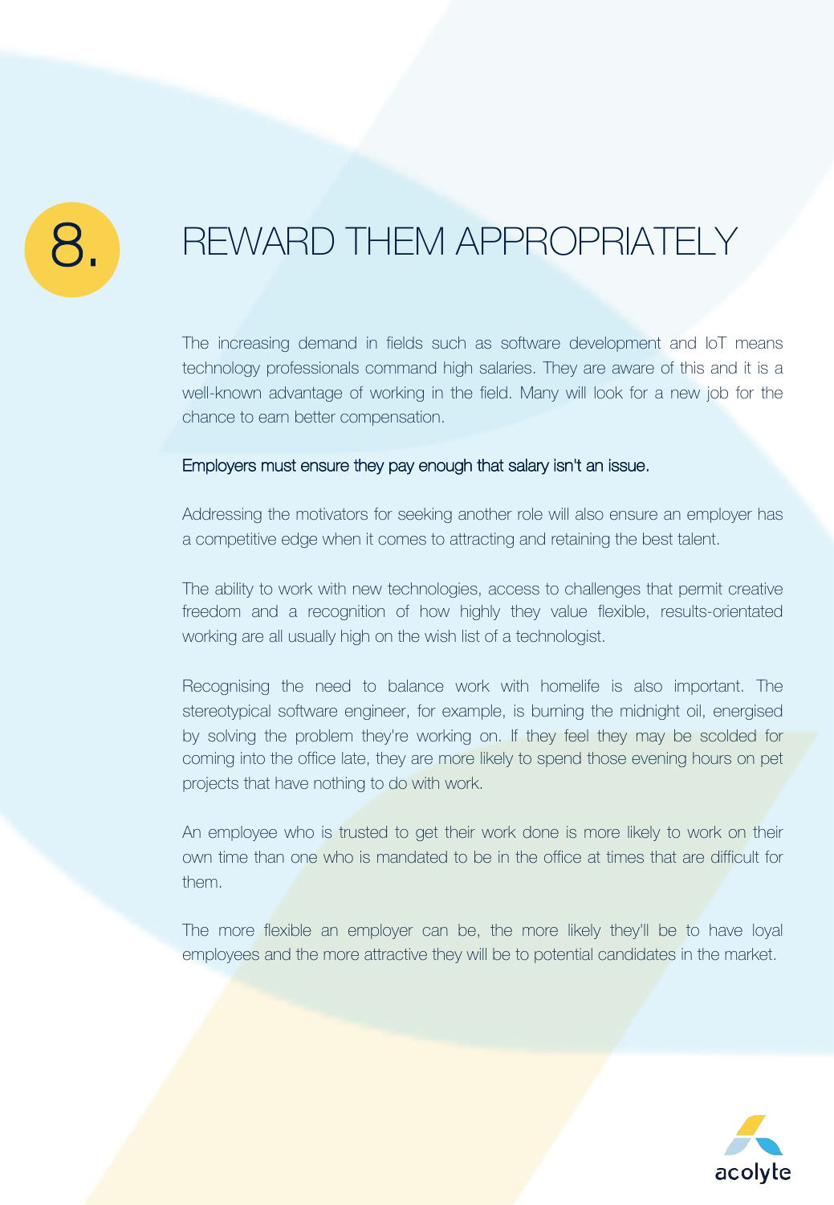# 8. REWARD THEM APPROPRIATELY

The increasing demand in fields such as software development and IoT means technology professionals command high salaries. They are aware of this and it is a well-known advantage of working in the field. Many will look for a new job for the chance to earn better compensation.

Employers must ensure they pay enough that salary isn't an issue.

Addressing the motivators for seeking another role will also ensure an employer has a competitive edge when it comes to attracting and retaining the best talent.

The ability to work with new technologies, access to challenges that permit creative freedom and a recognition of how highly they value flexible, results-orientated working are all usually high on the wish list of a technologist.

Recognising the need to balance work with homelife is also important. The stereotypical software engineer, for example, is burning the midnight oil, energised by solving the problem they're working on. If they feel they may be scolded for coming into the office late, they are more likely to spend those evening hours on pet projects that have nothing to do with work.

An employee who is trusted to get their work done is more likely to work on their own time than one who is mandated to be in the office at times that are difficult for them.

The more flexible an employer can be, the more likely they'll be to have loyal employees and the more attractive they will be to potential candidates in the market.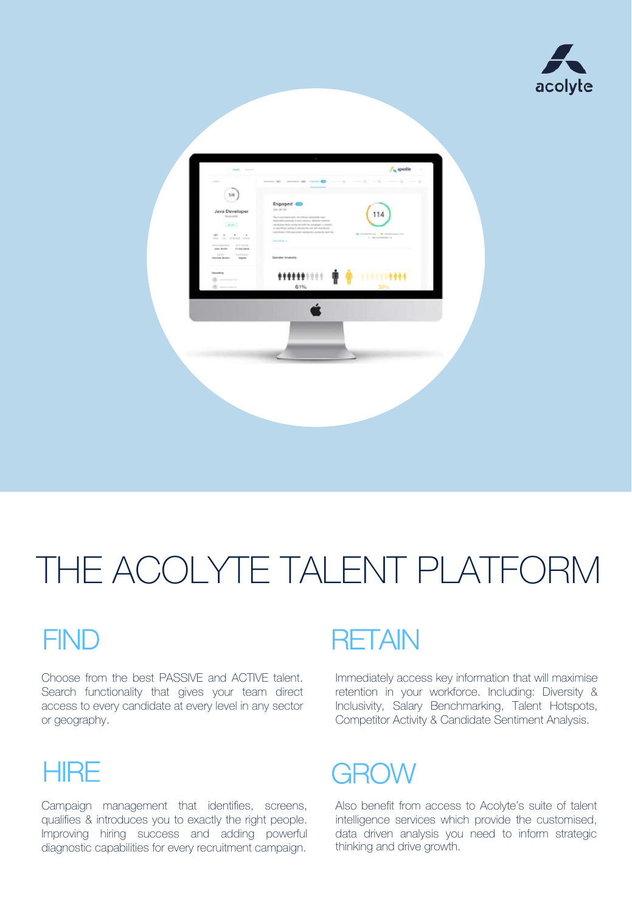acolyte

# THE ACOLYTE TALENT PLATFORM

## FIND

Choose from the best PASSIVE and ACTIVE talent. Search functionality that gives your team direct access to every candidate at every level in any sector or geography.

## RETAIN

Immediately access key information that will maximise retention in your workforce. Including: Diversity & Inclusivity, Salary Benchmarking, Talent Hotspots, Competitor Activity & Candidate Sentiment Analysis.

## HIRE

Campaign management that identifies, screens, qualifies & introduces you to exactly the right people. Improving hiring success and adding powerful diagnostic capabilities for every recruitment campaign.

## GROW

Also benefit from access to Acolyte's suite of talent intelligence services which provide the customised, data driven analysis you need to inform strategic thinking and drive growth.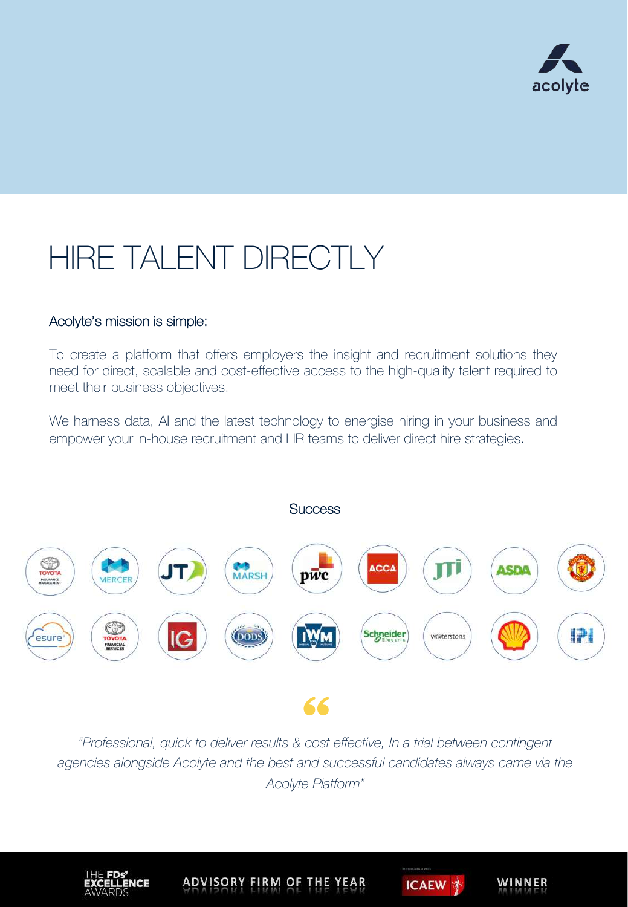acolyte

# HIRE TALENT DIRECTLY

Acolyte's mission is simple:

To create a platform that offers employers the insight and recruitment solutions they need for direct, scalable and cost-effective access to the high-quality talent required to meet their business objectives.

We harness data, AI and the latest technology to energise hiring in your business and empower your in-house recruitment and HR teams to deliver direct hire strategies.

Success

*"Professional, quick to deliver results & cost effective, In a trial between contingent agencies alongside Acolyte and the best and successful candidates always came via the Acolyte Platform"*

THE FDs' EXCELLENCE AWARDS ADVISORY FIRM OF THE YEAR ICAEW WINNER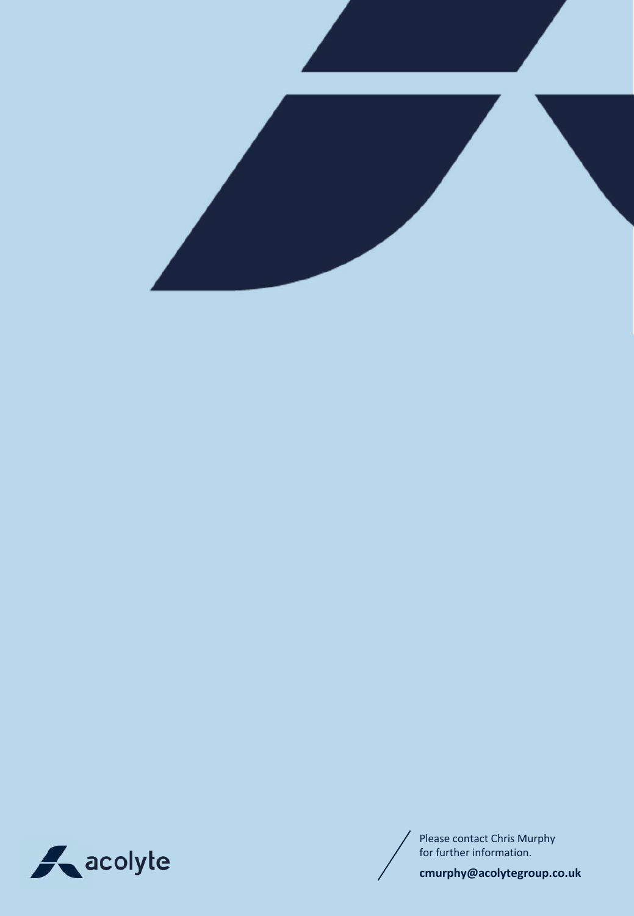acolyte

Please contact Chris Murphy for further information.

**cmurphy@acolytegroup.co.uk**